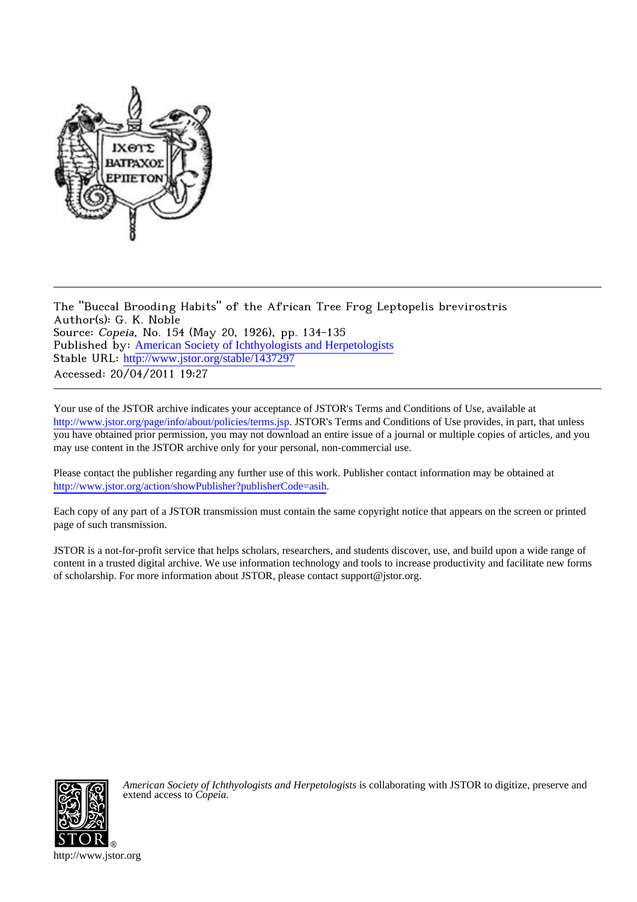The "Buccal Brooding Habits" of the African Tree Frog Leptopelis brevirostris
Author(s): G. K. Noble
Source: *Copeia*, No. 154 (May 20, 1926), pp. 134-135
Published by: American Society of Ichthyologists and Herpetologists
Stable URL: http://www.jstor.org/stable/1437297
Accessed: 20/04/2011 19:27

Your use of the JSTOR archive indicates your acceptance of JSTOR's Terms and Conditions of Use, available at http://www.jstor.org/page/info/about/policies/terms.jsp. JSTOR's Terms and Conditions of Use provides, in part, that unless you have obtained prior permission, you may not download an entire issue of a journal or multiple copies of articles, and you may use content in the JSTOR archive only for your personal, non-commercial use.

Please contact the publisher regarding any further use of this work. Publisher contact information may be obtained at http://www.jstor.org/action/showPublisher?publisherCode=asih.

Each copy of any part of a JSTOR transmission must contain the same copyright notice that appears on the screen or printed page of such transmission.

JSTOR is a not-for-profit service that helps scholars, researchers, and students discover, use, and build upon a wide range of content in a trusted digital archive. We use information technology and tools to increase productivity and facilitate new forms of scholarship. For more information about JSTOR, please contact support@jstor.org.

*American Society of Ichthyologists and Herpetologists* is collaborating with JSTOR to digitize, preserve and extend access to *Copeia.*

http://www.jstor.org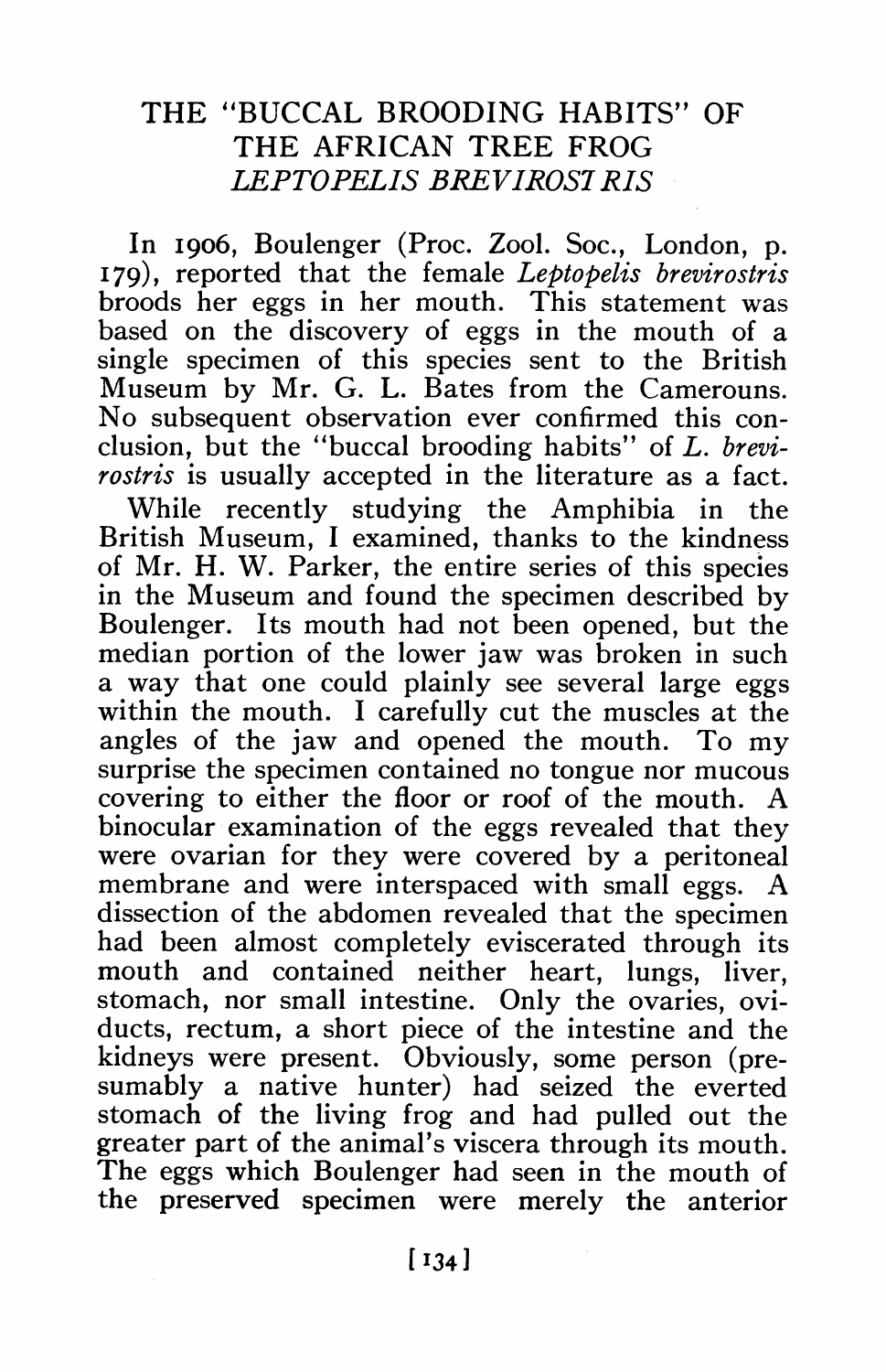# THE "BUCCAL BROODING HABITS" OF THE AFRICAN TREE FROG *LEPTOPELIS BREVIROSTRIS*

In 1906, Boulenger (Proc. Zool. Soc., London, p. 179), reported that the female *Leptopelis brevirostris* broods her eggs in her mouth. This statement was based on the discovery of eggs in the mouth of a single specimen of this species sent to the British Museum by Mr. G. L. Bates from the Cameroons. No subsequent observation ever confirmed this conclusion, but the "buccal brooding habits" of *L. brevirostris* is usually accepted in the literature as a fact.

While recently studying the Amphibia in the British Museum, I examined, thanks to the kindness of Mr. H. W. Parker, the entire series of this species in the Museum and found the specimen described by Boulenger. Its mouth had not been opened, but the median portion of the lower jaw was broken in such a way that one could plainly see several large eggs within the mouth. I carefully cut the muscles at the angles of the jaw and opened the mouth. To my surprise the specimen contained no tongue nor mucous covering to either the floor or roof of the mouth. A binocular examination of the eggs revealed that they were ovarian for they were covered by a peritoneal membrane and were interspaced with small eggs. A dissection of the abdomen revealed that the specimen had been almost completely eviscerated through its mouth and contained neither heart, lungs, liver, stomach, nor small intestine. Only the ovaries, oviducts, rectum, a short piece of the intestine and the kidneys were present. Obviously, some person (presumably a native hunter) had seized the everted stomach of the living frog and had pulled out the greater part of the animal's viscera through its mouth. The eggs which Boulenger had seen in the mouth of the preserved specimen were merely the anterior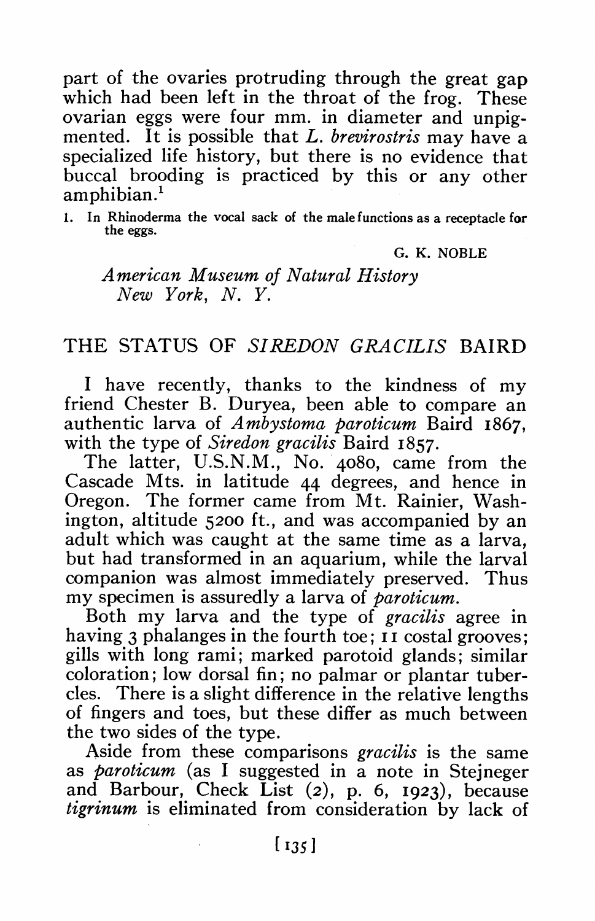part of the ovaries protruding through the great gap which had been left in the throat of the frog. These ovarian eggs were four mm. in diameter and unpigmented. It is possible that *L. brevirostris* may have a specialized life history, but there is no evidence that buccal brooding is practiced by this or any other amphibian.[1]

1. In Rhinoderma the vocal sack of the male functions as a receptacle for the eggs.

G. K. NOBLE

*American Museum of Natural History*
*New York, N. Y.*

## THE STATUS OF *SIREDON GRACILIS* BAIRD

I have recently, thanks to the kindness of my friend Chester B. Duryea, been able to compare an authentic larva of *Ambystoma paroticum* Baird 1867, with the type of *Siredon gracilis* Baird 1857.

The latter, U.S.N.M., No. 4080, came from the Cascade Mts. in latitude 44 degrees, and hence in Oregon. The former came from Mt. Rainier, Washington, altitude 5200 ft., and was accompanied by an adult which was caught at the same time as a larva, but had transformed in an aquarium, while the larval companion was almost immediately preserved. Thus my specimen is assuredly a larva of *paroticum*.

Both my larva and the type of *gracilis* agree in having 3 phalanges in the fourth toe; 11 costal grooves; gills with long rami; marked parotoid glands; similar coloration; low dorsal fin; no palmar or plantar tubercles. There is a slight difference in the relative lengths of fingers and toes, but these differ as much between the two sides of the type.

Aside from these comparisons *gracilis* is the same as *paroticum* (as I suggested in a note in Stejneger and Barbour, Check List (2), p. 6, 1923), because *tigrinum* is eliminated from consideration by lack of